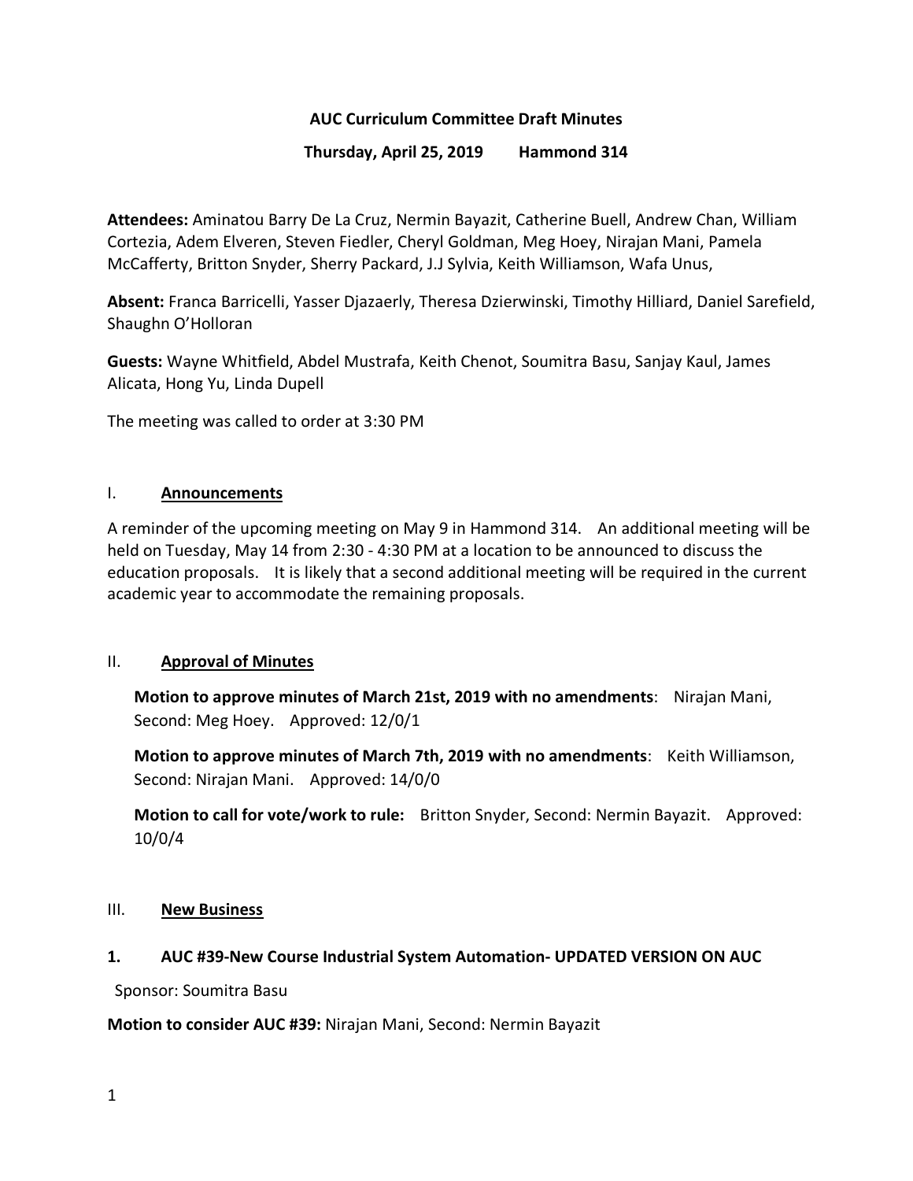# AUC Curriculum Committee Draft Minutes

**Thursday, April 25, 2019 Hammond 314**

**Attendees:** Aminatou Barry De La Cruz, Nermin Bayazit, Catherine Buell, Andrew Chan, William Cortezia, Adem Elveren, Steven Fiedler, Cheryl Goldman, Meg Hoey, Nirajan Mani, Pamela McCafferty, Britton Snyder, Sherry Packard, J.J Sylvia, Keith Williamson, Wafa Unus,

**Absent:** Franca Barricelli, Yasser Djazaerly, Theresa Dzierwinski, Timothy Hilliard, Daniel Sarefield, Shaughn O'Holloran

**Guests:** Wayne Whitfield, Abdel Mustrafa, Keith Chenot, Soumitra Basu, Sanjay Kaul, James Alicata, Hong Yu, Linda Dupell

The meeting was called to order at 3:30 PM

## I. Announcements

A reminder of the upcoming meeting on May 9 in Hammond 314. An additional meeting will be held on Tuesday, May 14 from 2:30 - 4:30 PM at a location to be announced to discuss the education proposals. It is likely that a second additional meeting will be required in the current academic year to accommodate the remaining proposals.

## II. Approval of Minutes

**Motion to approve minutes of March 21st, 2019 with no amendments**: Nirajan Mani, Second: Meg Hoey. Approved: 12/0/1

**Motion to approve minutes of March 7th, 2019 with no amendments**: Keith Williamson, Second: Nirajan Mani. Approved: 14/0/0

**Motion to call for vote/work to rule:** Britton Snyder, Second: Nermin Bayazit. Approved: 10/0/4

## III. New Business

### 1. AUC #39-New Course Industrial System Automation- UPDATED VERSION ON AUC

Sponsor: Soumitra Basu

**Motion to consider AUC #39:** Nirajan Mani, Second: Nermin Bayazit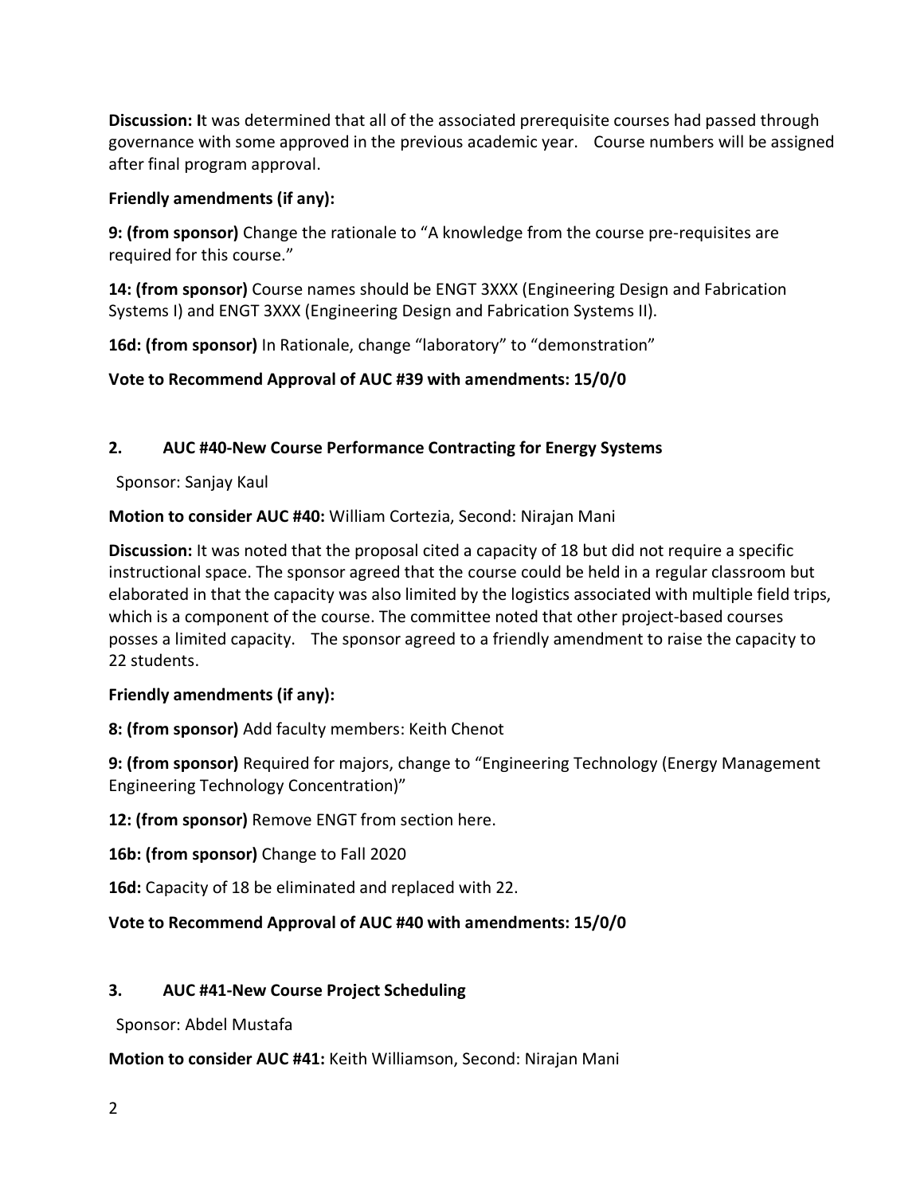**Discussion:** It was determined that all of the associated prerequisite courses had passed through governance with some approved in the previous academic year. Course numbers will be assigned after final program approval.

**Friendly amendments (if any):**

**9: (from sponsor)** Change the rationale to "A knowledge from the course pre-requisites are required for this course."

**14: (from sponsor)** Course names should be ENGT 3XXX (Engineering Design and Fabrication Systems I) and ENGT 3XXX (Engineering Design and Fabrication Systems II).

**16d: (from sponsor)** In Rationale, change "laboratory" to "demonstration"

**Vote to Recommend Approval of AUC #39 with amendments: 15/0/0**

**2. AUC #40-New Course Performance Contracting for Energy Systems**

Sponsor: Sanjay Kaul

**Motion to consider AUC #40:** William Cortezia, Second: Nirajan Mani

**Discussion:** It was noted that the proposal cited a capacity of 18 but did not require a specific instructional space. The sponsor agreed that the course could be held in a regular classroom but elaborated in that the capacity was also limited by the logistics associated with multiple field trips, which is a component of the course. The committee noted that other project-based courses posses a limited capacity. The sponsor agreed to a friendly amendment to raise the capacity to 22 students.

**Friendly amendments (if any):**

**8: (from sponsor)** Add faculty members: Keith Chenot

**9: (from sponsor)** Required for majors, change to "Engineering Technology (Energy Management Engineering Technology Concentration)"

**12: (from sponsor)** Remove ENGT from section here.

**16b: (from sponsor)** Change to Fall 2020

**16d:** Capacity of 18 be eliminated and replaced with 22.

**Vote to Recommend Approval of AUC #40 with amendments: 15/0/0**

**3. AUC #41-New Course Project Scheduling**

Sponsor: Abdel Mustafa

**Motion to consider AUC #41:** Keith Williamson, Second: Nirajan Mani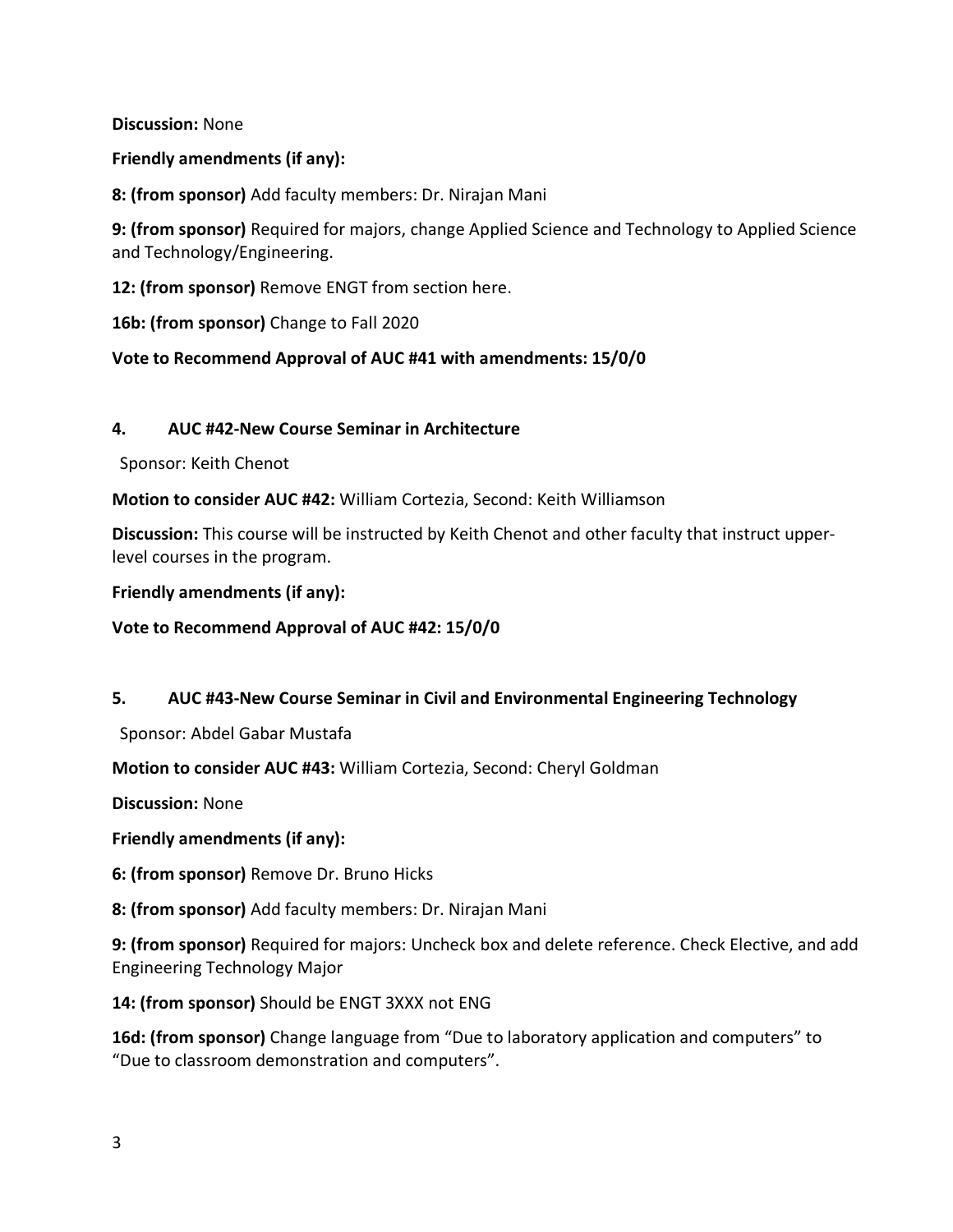**Discussion:** None

**Friendly amendments (if any):**

**8: (from sponsor)** Add faculty members: Dr. Nirajan Mani

**9: (from sponsor)** Required for majors, change Applied Science and Technology to Applied Science and Technology/Engineering.

**12: (from sponsor)** Remove ENGT from section here.

**16b: (from sponsor)** Change to Fall 2020

**Vote to Recommend Approval of AUC #41 with amendments: 15/0/0**

### 4. AUC #42-New Course Seminar in Architecture

Sponsor: Keith Chenot

**Motion to consider AUC #42:** William Cortezia, Second: Keith Williamson

**Discussion:** This course will be instructed by Keith Chenot and other faculty that instruct upper-level courses in the program.

**Friendly amendments (if any):**

**Vote to Recommend Approval of AUC #42: 15/0/0**

### 5. AUC #43-New Course Seminar in Civil and Environmental Engineering Technology

Sponsor: Abdel Gabar Mustafa

**Motion to consider AUC #43:** William Cortezia, Second: Cheryl Goldman

**Discussion:** None

**Friendly amendments (if any):**

**6: (from sponsor)** Remove Dr. Bruno Hicks

**8: (from sponsor)** Add faculty members: Dr. Nirajan Mani

**9: (from sponsor)** Required for majors: Uncheck box and delete reference. Check Elective, and add Engineering Technology Major

**14: (from sponsor)** Should be ENGT 3XXX not ENG

**16d: (from sponsor)** Change language from "Due to laboratory application and computers" to "Due to classroom demonstration and computers".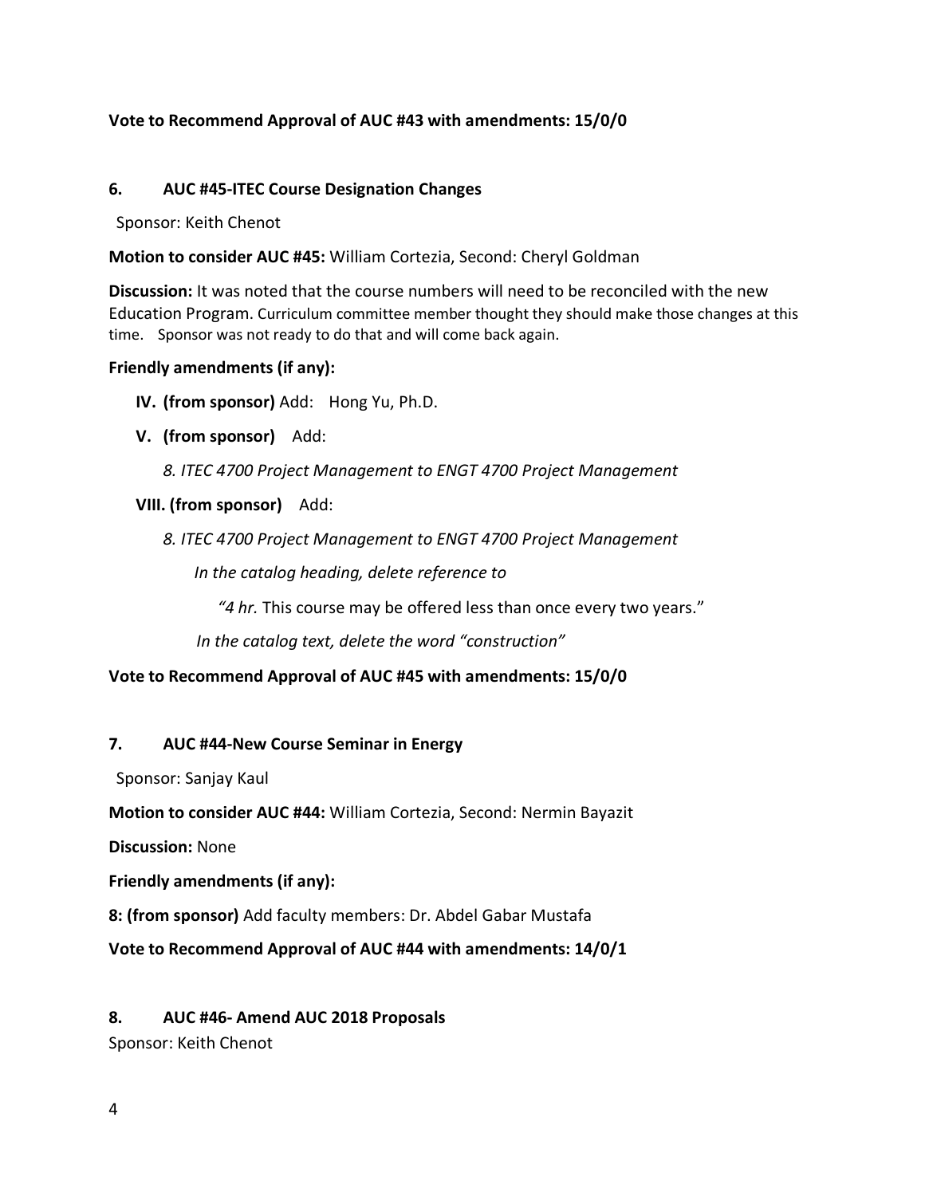**Vote to Recommend Approval of AUC #43 with amendments: 15/0/0**

## 6. AUC #45-ITEC Course Designation Changes

Sponsor: Keith Chenot

**Motion to consider AUC #45:** William Cortezia, Second: Cheryl Goldman

**Discussion:** It was noted that the course numbers will need to be reconciled with the new Education Program. Curriculum committee member thought they should make those changes at this time. Sponsor was not ready to do that and will come back again.

**Friendly amendments (if any):**

- **IV. (from sponsor)** Add: Hong Yu, Ph.D.
- **V. (from sponsor)** Add:
  - *8. ITEC 4700 Project Management to ENGT 4700 Project Management*
- **VIII. (from sponsor)** Add:
  - *8. ITEC 4700 Project Management to ENGT 4700 Project Management*
    - *In the catalog heading, delete reference to*
      - *"4 hr.* This course may be offered less than once every two years."
    - *In the catalog text, delete the word "construction"*

**Vote to Recommend Approval of AUC #45 with amendments: 15/0/0**

## 7. AUC #44-New Course Seminar in Energy

Sponsor: Sanjay Kaul

**Motion to consider AUC #44:** William Cortezia, Second: Nermin Bayazit

**Discussion:** None

**Friendly amendments (if any):**

**8: (from sponsor)** Add faculty members: Dr. Abdel Gabar Mustafa

**Vote to Recommend Approval of AUC #44 with amendments: 14/0/1**

## 8. AUC #46- Amend AUC 2018 Proposals

Sponsor: Keith Chenot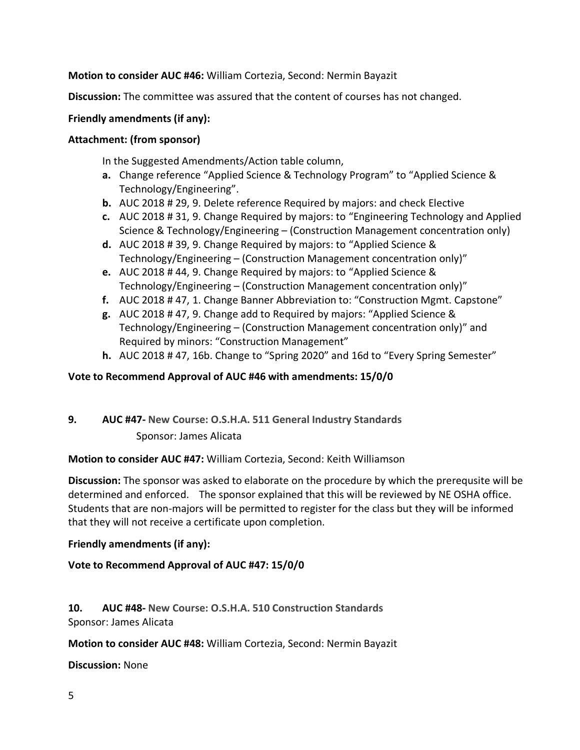**Motion to consider AUC #46:** William Cortezia, Second: Nermin Bayazit

**Discussion:** The committee was assured that the content of courses has not changed.

**Friendly amendments (if any):**

**Attachment: (from sponsor)**

In the Suggested Amendments/Action table column,

- **a.** Change reference "Applied Science & Technology Program" to "Applied Science & Technology/Engineering".
- **b.** AUC 2018 # 29, 9. Delete reference Required by majors: and check Elective
- **c.** AUC 2018 # 31, 9. Change Required by majors: to "Engineering Technology and Applied Science & Technology/Engineering – (Construction Management concentration only)
- **d.** AUC 2018 # 39, 9. Change Required by majors: to "Applied Science & Technology/Engineering – (Construction Management concentration only)"
- **e.** AUC 2018 # 44, 9. Change Required by majors: to "Applied Science & Technology/Engineering – (Construction Management concentration only)"
- **f.** AUC 2018 # 47, 1. Change Banner Abbreviation to: "Construction Mgmt. Capstone"
- **g.** AUC 2018 # 47, 9. Change add to Required by majors: "Applied Science & Technology/Engineering – (Construction Management concentration only)" and Required by minors: "Construction Management"
- **h.** AUC 2018 # 47, 16b. Change to "Spring 2020" and 16d to "Every Spring Semester"

**Vote to Recommend Approval of AUC #46 with amendments: 15/0/0**

**9. AUC #47- New Course: O.S.H.A. 511 General Industry Standards**
Sponsor: James Alicata

**Motion to consider AUC #47:** William Cortezia, Second: Keith Williamson

**Discussion:** The sponsor was asked to elaborate on the procedure by which the prerequsite will be determined and enforced. The sponsor explained that this will be reviewed by NE OSHA office. Students that are non-majors will be permitted to register for the class but they will be informed that they will not receive a certificate upon completion.

**Friendly amendments (if any):**

**Vote to Recommend Approval of AUC #47: 15/0/0**

**10. AUC #48- New Course: O.S.H.A. 510 Construction Standards**
Sponsor: James Alicata

**Motion to consider AUC #48:** William Cortezia, Second: Nermin Bayazit

**Discussion:** None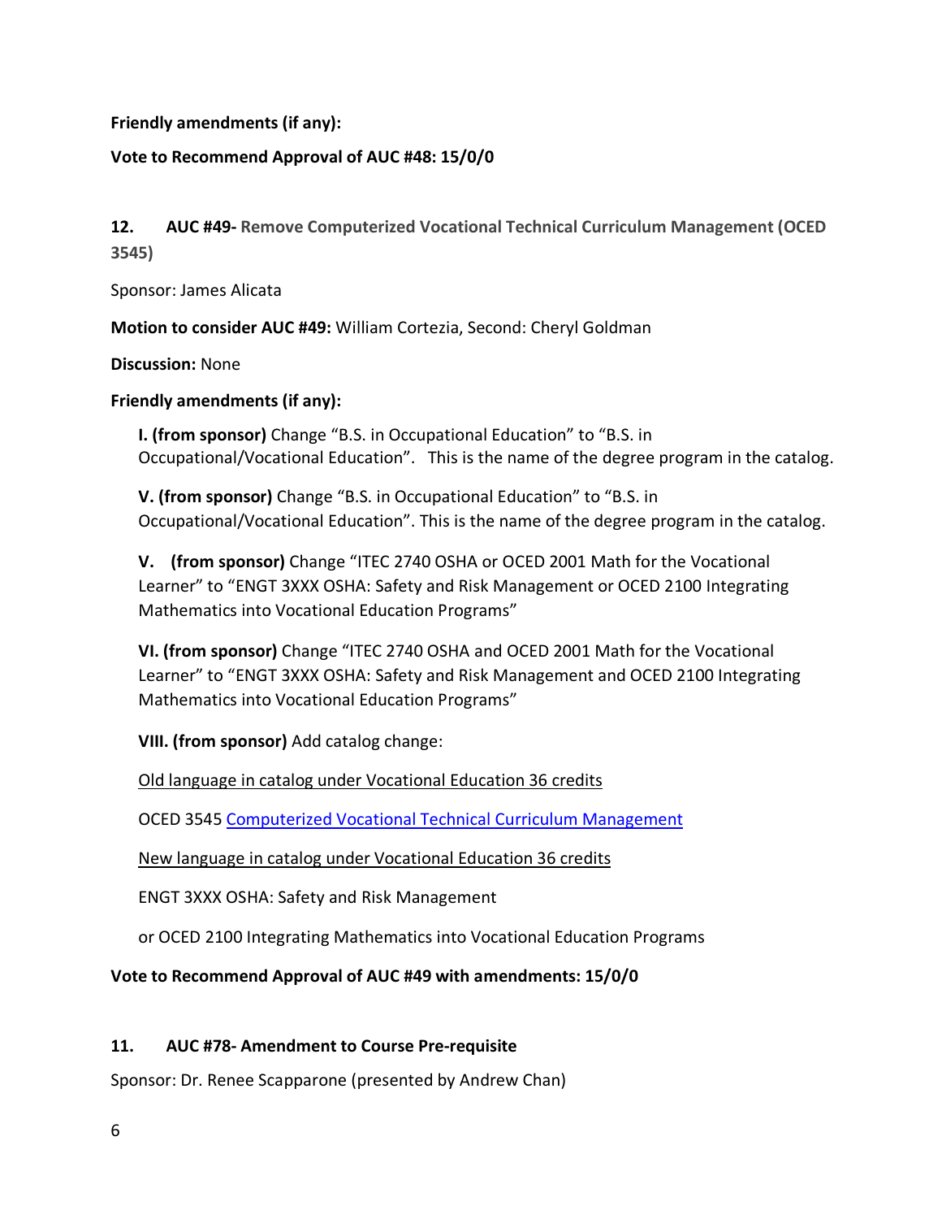**Friendly amendments (if any):**

**Vote to Recommend Approval of AUC #48: 15/0/0**

**12. AUC #49- Remove Computerized Vocational Technical Curriculum Management (OCED 3545)**

Sponsor: James Alicata

**Motion to consider AUC #49:** William Cortezia, Second: Cheryl Goldman

**Discussion:** None

**Friendly amendments (if any):**

> **I. (from sponsor)** Change "B.S. in Occupational Education" to "B.S. in Occupational/Vocational Education". This is the name of the degree program in the catalog.
>
> **V. (from sponsor)** Change "B.S. in Occupational Education" to "B.S. in Occupational/Vocational Education". This is the name of the degree program in the catalog.
>
> **V. (from sponsor)** Change "ITEC 2740 OSHA or OCED 2001 Math for the Vocational Learner" to "ENGT 3XXX OSHA: Safety and Risk Management or OCED 2100 Integrating Mathematics into Vocational Education Programs"
>
> **VI. (from sponsor)** Change "ITEC 2740 OSHA and OCED 2001 Math for the Vocational Learner" to "ENGT 3XXX OSHA: Safety and Risk Management and OCED 2100 Integrating Mathematics into Vocational Education Programs"
>
> **VIII. (from sponsor)** Add catalog change:
>
> Old language in catalog under Vocational Education 36 credits
>
> OCED 3545 Computerized Vocational Technical Curriculum Management
>
> New language in catalog under Vocational Education 36 credits
>
> ENGT 3XXX OSHA: Safety and Risk Management
>
> or OCED 2100 Integrating Mathematics into Vocational Education Programs

**Vote to Recommend Approval of AUC #49 with amendments: 15/0/0**

**11. AUC #78- Amendment to Course Pre-requisite**

Sponsor: Dr. Renee Scapparone (presented by Andrew Chan)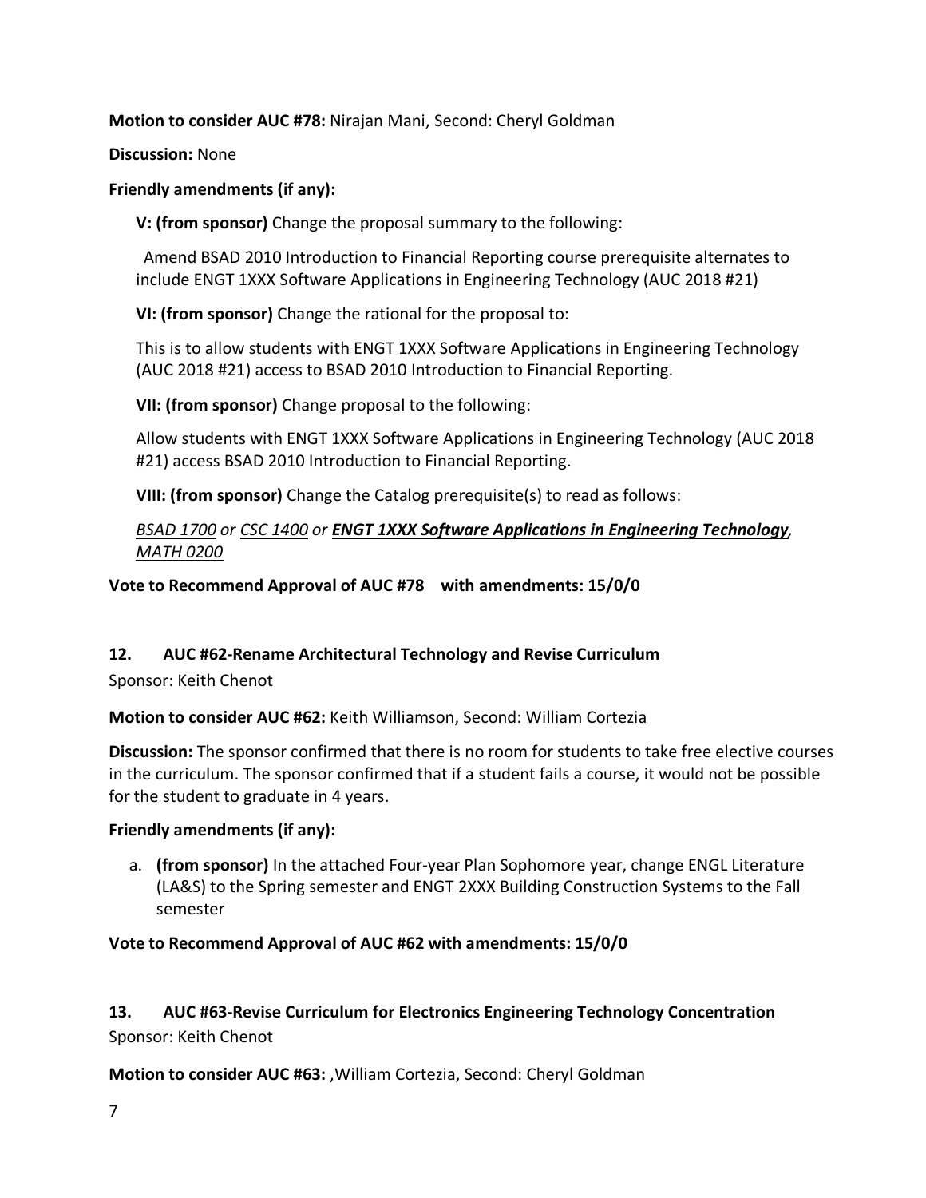**Motion to consider AUC #78:** Nirajan Mani, Second: Cheryl Goldman

**Discussion:** None

**Friendly amendments (if any):**

**V: (from sponsor)** Change the proposal summary to the following:

Amend BSAD 2010 Introduction to Financial Reporting course prerequisite alternates to include ENGT 1XXX Software Applications in Engineering Technology (AUC 2018 #21)

**VI: (from sponsor)** Change the rational for the proposal to:

This is to allow students with ENGT 1XXX Software Applications in Engineering Technology (AUC 2018 #21) access to BSAD 2010 Introduction to Financial Reporting.

**VII: (from sponsor)** Change proposal to the following:

Allow students with ENGT 1XXX Software Applications in Engineering Technology (AUC 2018 #21) access BSAD 2010 Introduction to Financial Reporting.

**VIII: (from sponsor)** Change the Catalog prerequisite(s) to read as follows:

*BSAD 1700 or CSC 1400 or* ***ENGT 1XXX Software Applications in Engineering Technology****, MATH 0200*

**Vote to Recommend Approval of AUC #78 with amendments: 15/0/0**

**12. AUC #62-Rename Architectural Technology and Revise Curriculum**

Sponsor: Keith Chenot

**Motion to consider AUC #62:** Keith Williamson, Second: William Cortezia

**Discussion:** The sponsor confirmed that there is no room for students to take free elective courses in the curriculum. The sponsor confirmed that if a student fails a course, it would not be possible for the student to graduate in 4 years.

**Friendly amendments (if any):**

a. **(from sponsor)** In the attached Four-year Plan Sophomore year, change ENGL Literature (LA&S) to the Spring semester and ENGT 2XXX Building Construction Systems to the Fall semester

**Vote to Recommend Approval of AUC #62 with amendments: 15/0/0**

**13. AUC #63-Revise Curriculum for Electronics Engineering Technology Concentration**

Sponsor: Keith Chenot

**Motion to consider AUC #63:** ,William Cortezia, Second: Cheryl Goldman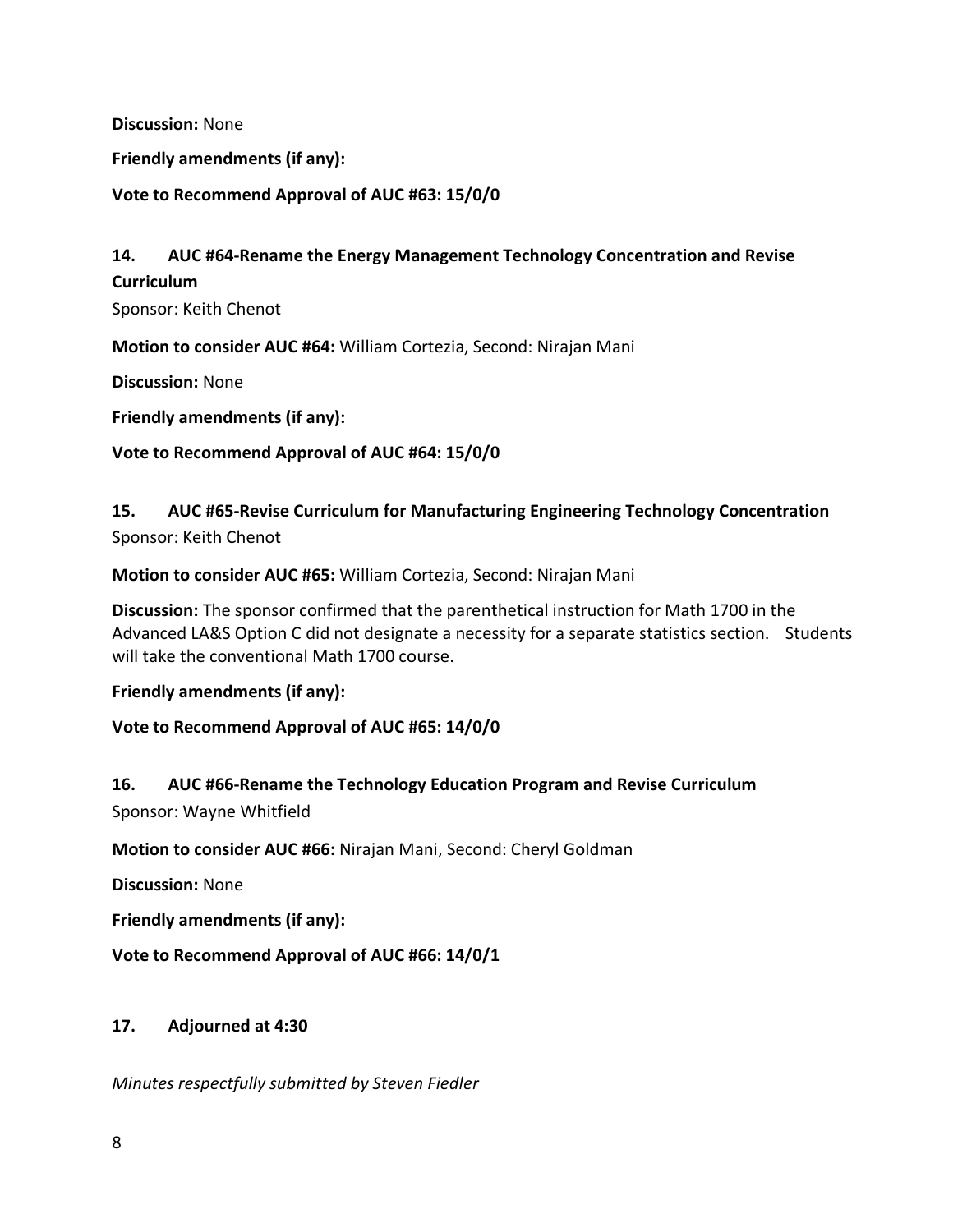**Discussion:** None

**Friendly amendments (if any):**

**Vote to Recommend Approval of AUC #63: 15/0/0**

### 14. AUC #64-Rename the Energy Management Technology Concentration and Revise Curriculum

Sponsor: Keith Chenot

**Motion to consider AUC #64:** William Cortezia, Second: Nirajan Mani

**Discussion:** None

**Friendly amendments (if any):**

**Vote to Recommend Approval of AUC #64: 15/0/0**

### 15. AUC #65-Revise Curriculum for Manufacturing Engineering Technology Concentration

Sponsor: Keith Chenot

**Motion to consider AUC #65:** William Cortezia, Second: Nirajan Mani

**Discussion:** The sponsor confirmed that the parenthetical instruction for Math 1700 in the Advanced LA&S Option C did not designate a necessity for a separate statistics section. Students will take the conventional Math 1700 course.

**Friendly amendments (if any):**

**Vote to Recommend Approval of AUC #65: 14/0/0**

### 16. AUC #66-Rename the Technology Education Program and Revise Curriculum

Sponsor: Wayne Whitfield

**Motion to consider AUC #66:** Nirajan Mani, Second: Cheryl Goldman

**Discussion:** None

**Friendly amendments (if any):**

**Vote to Recommend Approval of AUC #66: 14/0/1**

### 17. Adjourned at 4:30

*Minutes respectfully submitted by Steven Fiedler*